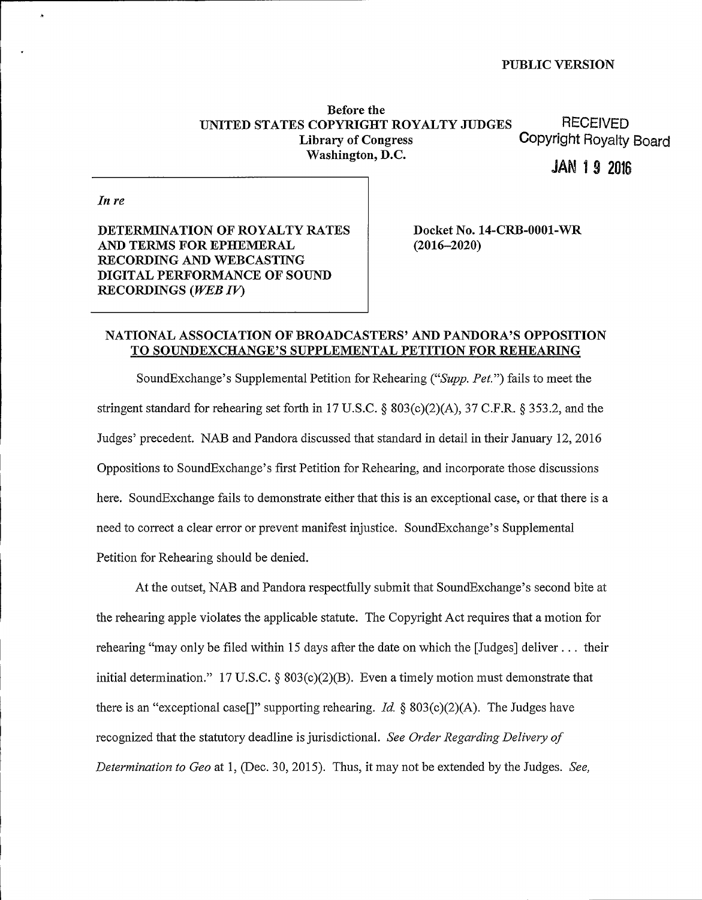PUBLIC VERSION

**Before the**
**UNITED STATES COPYRIGHT ROYALTY JUDGES**
**Library of Congress**
**Washington, D.C.**

RECEIVED
Copyright Royalty Board
JAN 19 2016

*In re*

**DETERMINATION OF ROYALTY RATES AND TERMS FOR EPHEMERAL RECORDING AND WEBCASTING DIGITAL PERFORMANCE OF SOUND RECORDINGS (*WEB IV*)**

**Docket No. 14-CRB-0001-WR (2016–2020)**

**NATIONAL ASSOCIATION OF BROADCASTERS' AND PANDORA'S OPPOSITION TO SOUNDEXCHANGE'S SUPPLEMENTAL PETITION FOR REHEARING**

SoundExchange's Supplemental Petition for Rehearing ("*Supp. Pet.*") fails to meet the stringent standard for rehearing set forth in 17 U.S.C. § 803(c)(2)(A), 37 C.F.R. § 353.2, and the Judges' precedent. NAB and Pandora discussed that standard in detail in their January 12, 2016 Oppositions to SoundExchange's first Petition for Rehearing, and incorporate those discussions here. SoundExchange fails to demonstrate either that this is an exceptional case, or that there is a need to correct a clear error or prevent manifest injustice. SoundExchange's Supplemental Petition for Rehearing should be denied.

At the outset, NAB and Pandora respectfully submit that SoundExchange's second bite at the rehearing apple violates the applicable statute. The Copyright Act requires that a motion for rehearing "may only be filed within 15 days after the date on which the [Judges] deliver . . . their initial determination." 17 U.S.C. § 803(c)(2)(B). Even a timely motion must demonstrate that there is an "exceptional case[]" supporting rehearing. *Id.* § 803(c)(2)(A). The Judges have recognized that the statutory deadline is jurisdictional. *See Order Regarding Delivery of Determination to Geo* at 1, (Dec. 30, 2015). Thus, it may not be extended by the Judges. *See,*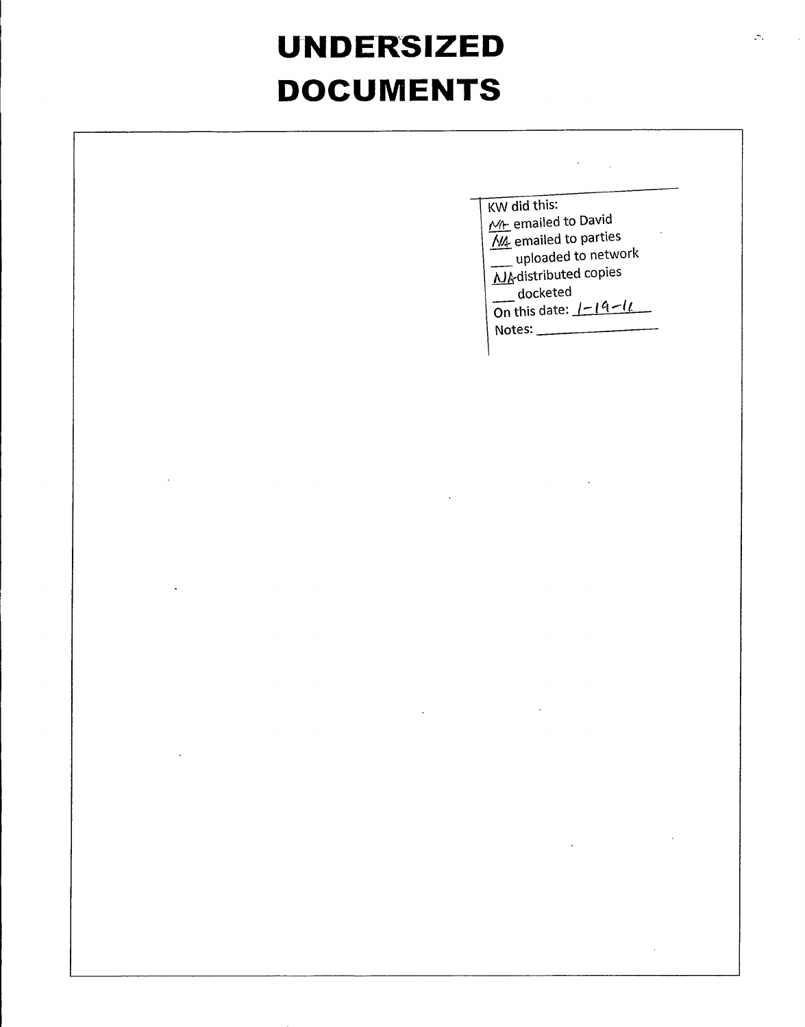# UNDERSIZED DOCUMENTS

KW did this:

NA emailed to David
NA emailed to parties
___ uploaded to network
NA distributed copies
___ docketed
On this date: 1-19-11
Notes: ______________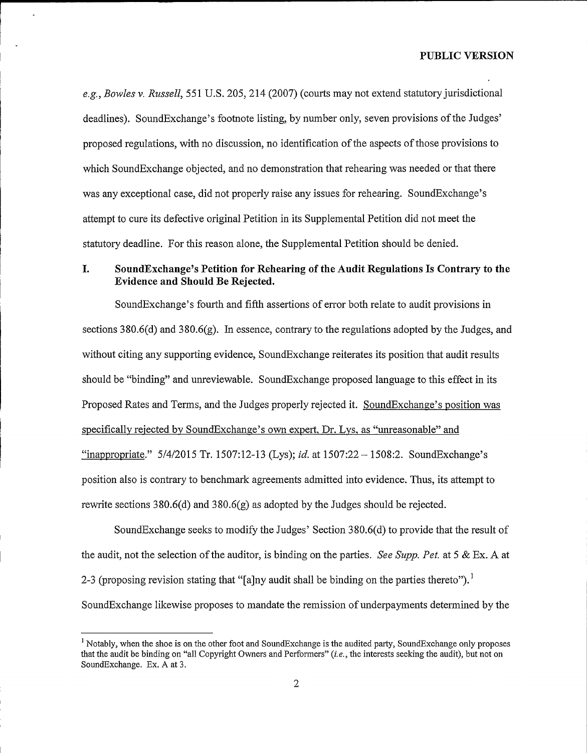*e.g.*, *Bowles v. Russell*, 551 U.S. 205, 214 (2007) (courts may not extend statutory jurisdictional deadlines). SoundExchange's footnote listing, by number only, seven provisions of the Judges' proposed regulations, with no discussion, no identification of the aspects of those provisions to which SoundExchange objected, and no demonstration that rehearing was needed or that there was any exceptional case, did not properly raise any issues for rehearing. SoundExchange's attempt to cure its defective original Petition in its Supplemental Petition did not meet the statutory deadline. For this reason alone, the Supplemental Petition should be denied.

## I. SoundExchange's Petition for Rehearing of the Audit Regulations Is Contrary to the Evidence and Should Be Rejected.

SoundExchange's fourth and fifth assertions of error both relate to audit provisions in sections 380.6(d) and 380.6(g). In essence, contrary to the regulations adopted by the Judges, and without citing any supporting evidence, SoundExchange reiterates its position that audit results should be "binding" and unreviewable. SoundExchange proposed language to this effect in its Proposed Rates and Terms, and the Judges properly rejected it. <u>SoundExchange's position was specifically rejected by SoundExchange's own expert, Dr. Lys, as "unreasonable" and "inappropriate."</u> 5/4/2015 Tr. 1507:12-13 (Lys); *id.* at 1507:22 – 1508:2. SoundExchange's position also is contrary to benchmark agreements admitted into evidence. Thus, its attempt to rewrite sections 380.6(d) and 380.6(g) as adopted by the Judges should be rejected.

SoundExchange seeks to modify the Judges' Section 380.6(d) to provide that the result of the audit, not the selection of the auditor, is binding on the parties. *See Supp. Pet.* at 5 & Ex. A at 2-3 (proposing revision stating that "[a]ny audit shall be binding on the parties thereto").[1] SoundExchange likewise proposes to mandate the remission of underpayments determined by the

---

[1] Notably, when the shoe is on the other foot and SoundExchange is the audited party, SoundExchange only proposes that the audit be binding on "all Copyright Owners and Performers" (*i.e.*, the interests seeking the audit), but not on SoundExchange. Ex. A at 3.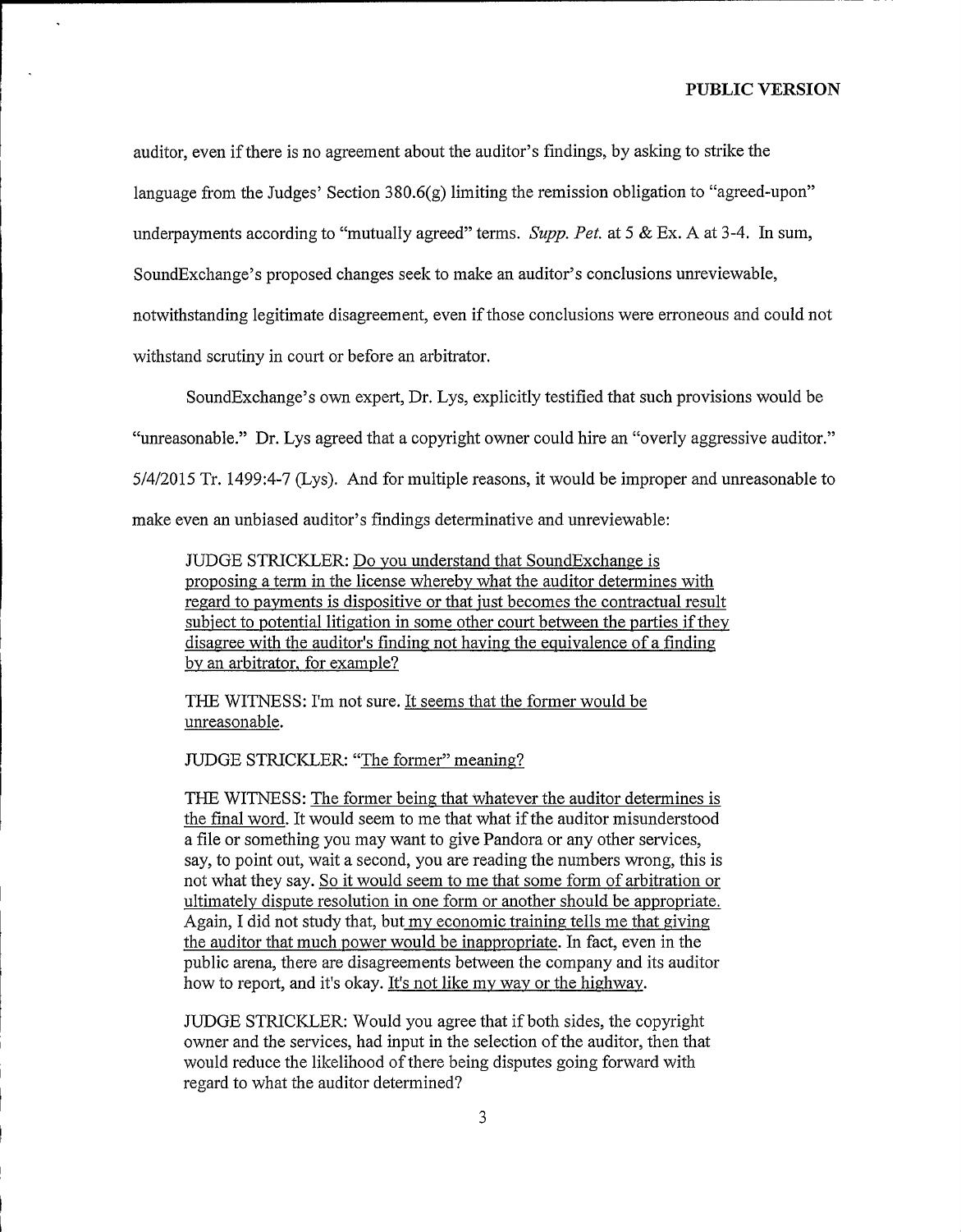auditor, even if there is no agreement about the auditor's findings, by asking to strike the language from the Judges' Section 380.6(g) limiting the remission obligation to "agreed-upon" underpayments according to "mutually agreed" terms. *Supp. Pet.* at 5 & Ex. A at 3-4. In sum, SoundExchange's proposed changes seek to make an auditor's conclusions unreviewable, notwithstanding legitimate disagreement, even if those conclusions were erroneous and could not withstand scrutiny in court or before an arbitrator.

SoundExchange's own expert, Dr. Lys, explicitly testified that such provisions would be "unreasonable." Dr. Lys agreed that a copyright owner could hire an "overly aggressive auditor." 5/4/2015 Tr. 1499:4-7 (Lys). And for multiple reasons, it would be improper and unreasonable to make even an unbiased auditor's findings determinative and unreviewable:

> JUDGE STRICKLER: <u>Do you understand that SoundExchange is proposing a term in the license whereby what the auditor determines with regard to payments is dispositive or that just becomes the contractual result subject to potential litigation in some other court between the parties if they disagree with the auditor's finding not having the equivalence of a finding by an arbitrator, for example?</u>
>
> THE WITNESS: I'm not sure. <u>It seems that the former would be unreasonable.</u>
>
> JUDGE STRICKLER: <u>"The former" meaning?</u>
>
> THE WITNESS: <u>The former being that whatever the auditor determines is the final word.</u> It would seem to me that what if the auditor misunderstood a file or something you may want to give Pandora or any other services, say, to point out, wait a second, you are reading the numbers wrong, this is not what they say. <u>So it would seem to me that some form of arbitration or ultimately dispute resolution in one form or another should be appropriate.</u> Again, I did not study that, but <u>my economic training tells me that giving the auditor that much power would be inappropriate.</u> In fact, even in the public arena, there are disagreements between the company and its auditor how to report, and it's okay. <u>It's not like my way or the highway.</u>
>
> JUDGE STRICKLER: Would you agree that if both sides, the copyright owner and the services, had input in the selection of the auditor, then that would reduce the likelihood of there being disputes going forward with regard to what the auditor determined?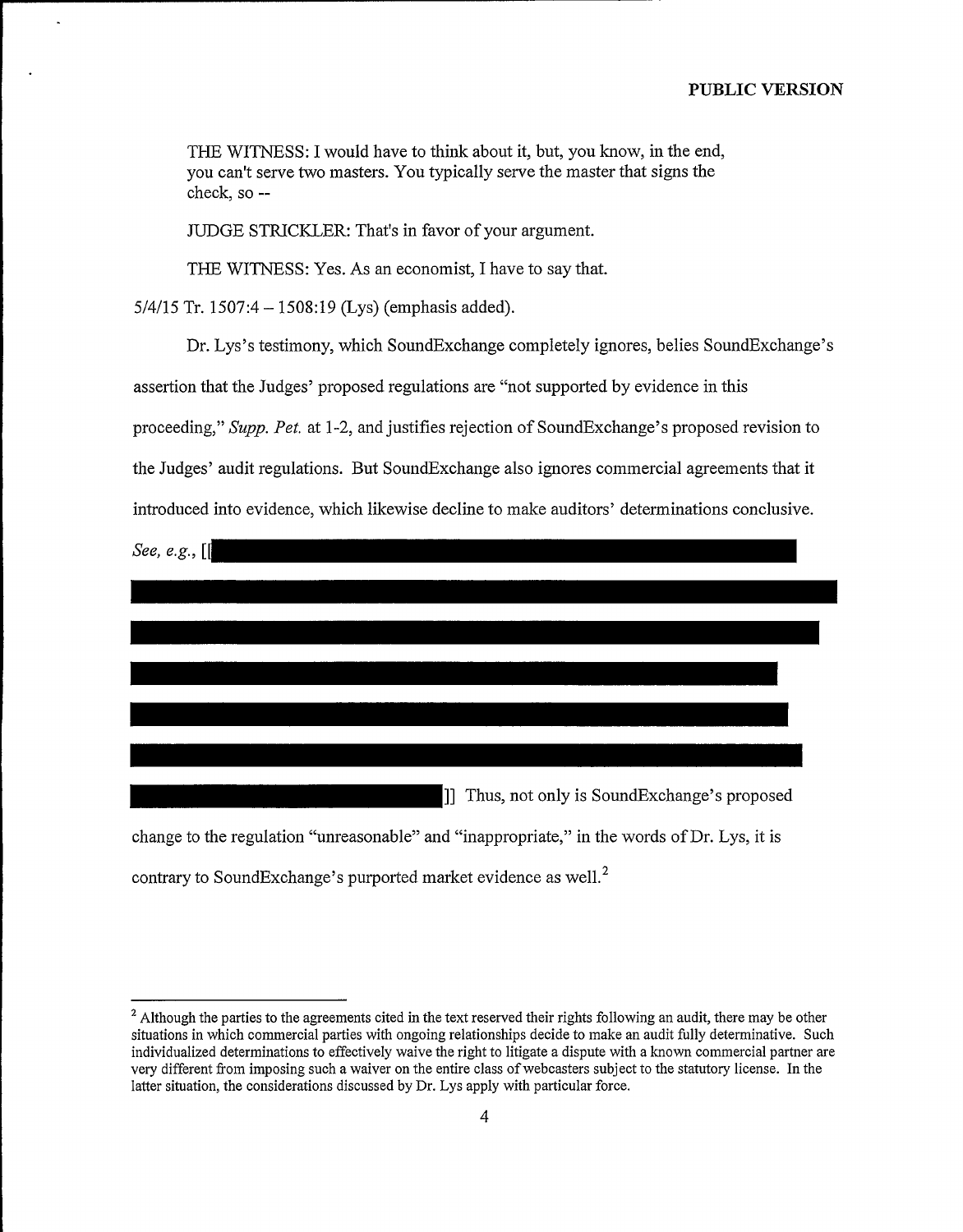THE WITNESS: I would have to think about it, but, you know, in the end, you can't serve two masters. You typically serve the master that signs the check, so --

JUDGE STRICKLER: That's in favor of your argument.

THE WITNESS: Yes. As an economist, I have to say that.

5/4/15 Tr. 1507:4 – 1508:19 (Lys) (emphasis added).

Dr. Lys's testimony, which SoundExchange completely ignores, belies SoundExchange's assertion that the Judges' proposed regulations are "not supported by evidence in this proceeding," *Supp. Pet.* at 1-2, and justifies rejection of SoundExchange's proposed revision to the Judges' audit regulations. But SoundExchange also ignores commercial agreements that it introduced into evidence, which likewise decline to make auditors' determinations conclusive. *See, e.g.*, [[ ]] Thus, not only is SoundExchange's proposed change to the regulation "unreasonable" and "inappropriate," in the words of Dr. Lys, it is contrary to SoundExchange's purported market evidence as well.[2]

[2] Although the parties to the agreements cited in the text reserved their rights following an audit, there may be other situations in which commercial parties with ongoing relationships decide to make an audit fully determinative. Such individualized determinations to effectively waive the right to litigate a dispute with a known commercial partner are very different from imposing such a waiver on the entire class of webcasters subject to the statutory license. In the latter situation, the considerations discussed by Dr. Lys apply with particular force.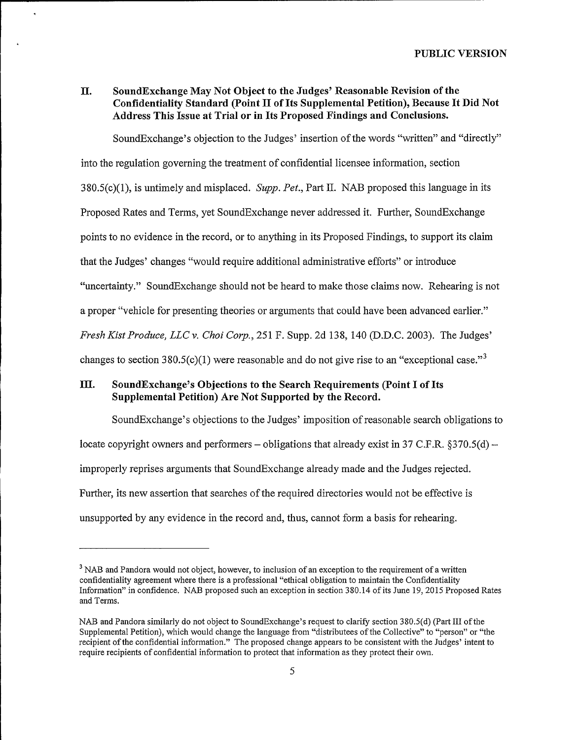PUBLIC VERSION

## II. SoundExchange May Not Object to the Judges' Reasonable Revision of the Confidentiality Standard (Point II of Its Supplemental Petition), Because It Did Not Address This Issue at Trial or in Its Proposed Findings and Conclusions.

SoundExchange's objection to the Judges' insertion of the words "written" and "directly" into the regulation governing the treatment of confidential licensee information, section 380.5(c)(1), is untimely and misplaced. *Supp. Pet.*, Part II. NAB proposed this language in its Proposed Rates and Terms, yet SoundExchange never addressed it. Further, SoundExchange points to no evidence in the record, or to anything in its Proposed Findings, to support its claim that the Judges' changes "would require additional administrative efforts" or introduce "uncertainty." SoundExchange should not be heard to make those claims now. Rehearing is not a proper "vehicle for presenting theories or arguments that could have been advanced earlier." *Fresh Kist Produce, LLC v. Choi Corp.*, 251 F. Supp. 2d 138, 140 (D.D.C. 2003). The Judges' changes to section 380.5(c)(1) were reasonable and do not give rise to an "exceptional case."[3]

## III. SoundExchange's Objections to the Search Requirements (Point I of Its Supplemental Petition) Are Not Supported by the Record.

SoundExchange's objections to the Judges' imposition of reasonable search obligations to locate copyright owners and performers – obligations that already exist in 37 C.F.R. §370.5(d) – improperly reprises arguments that SoundExchange already made and the Judges rejected. Further, its new assertion that searches of the required directories would not be effective is unsupported by any evidence in the record and, thus, cannot form a basis for rehearing.

---

[3] NAB and Pandora would not object, however, to inclusion of an exception to the requirement of a written confidentiality agreement where there is a professional "ethical obligation to maintain the Confidentiality Information" in confidence. NAB proposed such an exception in section 380.14 of its June 19, 2015 Proposed Rates and Terms.

NAB and Pandora similarly do not object to SoundExchange's request to clarify section 380.5(d) (Part III of the Supplemental Petition), which would change the language from "distributees of the Collective" to "person" or "the recipient of the confidential information." The proposed change appears to be consistent with the Judges' intent to require recipients of confidential information to protect that information as they protect their own.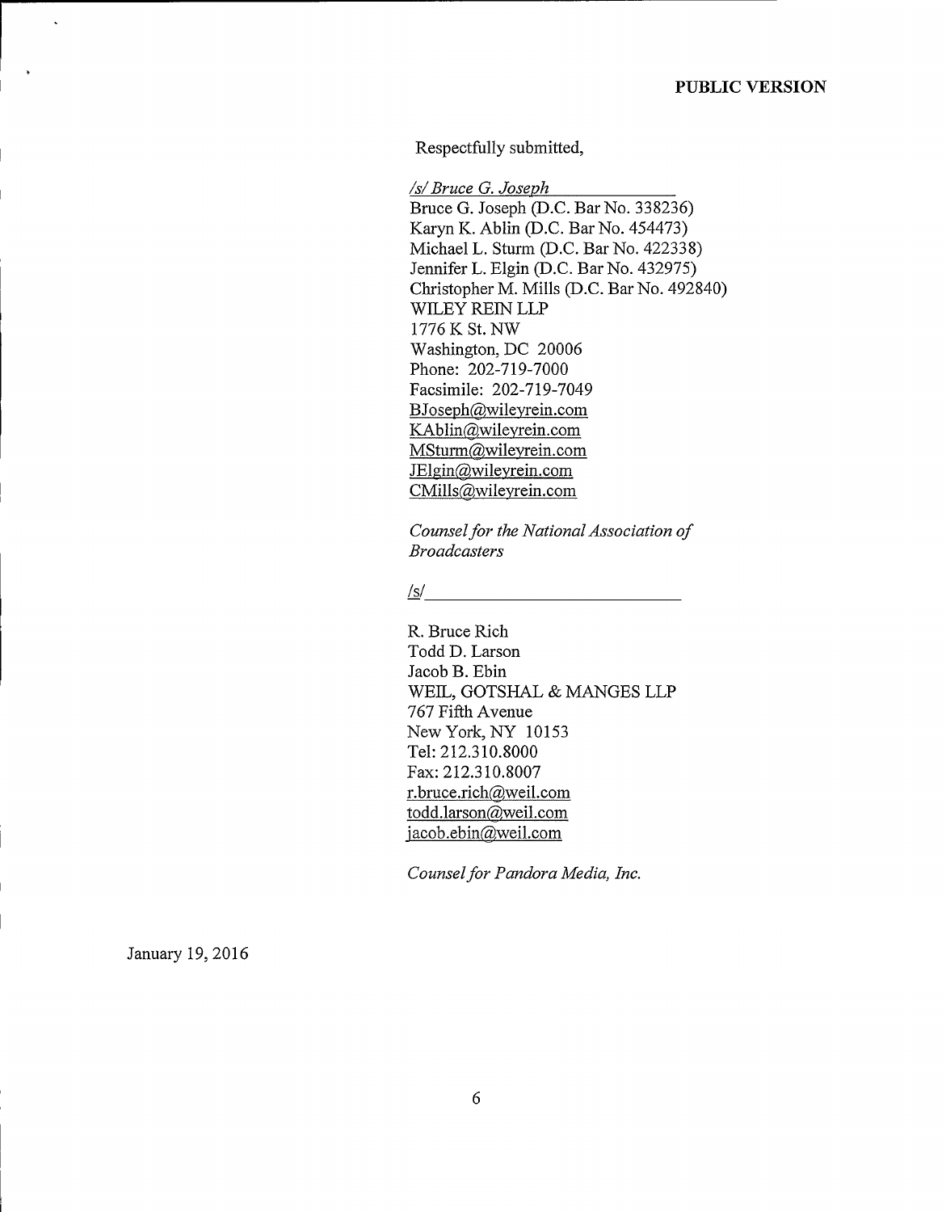**PUBLIC VERSION**

Respectfully submitted,

*/s/ Bruce G. Joseph*
Bruce G. Joseph (D.C. Bar No. 338236)
Karyn K. Ablin (D.C. Bar No. 454473)
Michael L. Sturm (D.C. Bar No. 422338)
Jennifer L. Elgin (D.C. Bar No. 432975)
Christopher M. Mills (D.C. Bar No. 492840)
WILEY REIN LLP
1776 K St. NW
Washington, DC 20006
Phone: 202-719-7000
Facsimile: 202-719-7049
BJoseph@wileyrein.com
KAblin@wileyrein.com
MSturm@wileyrein.com
JElgin@wileyrein.com
CMills@wileyrein.com

*Counsel for the National Association of Broadcasters*

/s/

R. Bruce Rich
Todd D. Larson
Jacob B. Ebin
WEIL, GOTSHAL & MANGES LLP
767 Fifth Avenue
New York, NY 10153
Tel: 212.310.8000
Fax: 212.310.8007
r.bruce.rich@weil.com
todd.larson@weil.com
jacob.ebin@weil.com

*Counsel for Pandora Media, Inc.*

January 19, 2016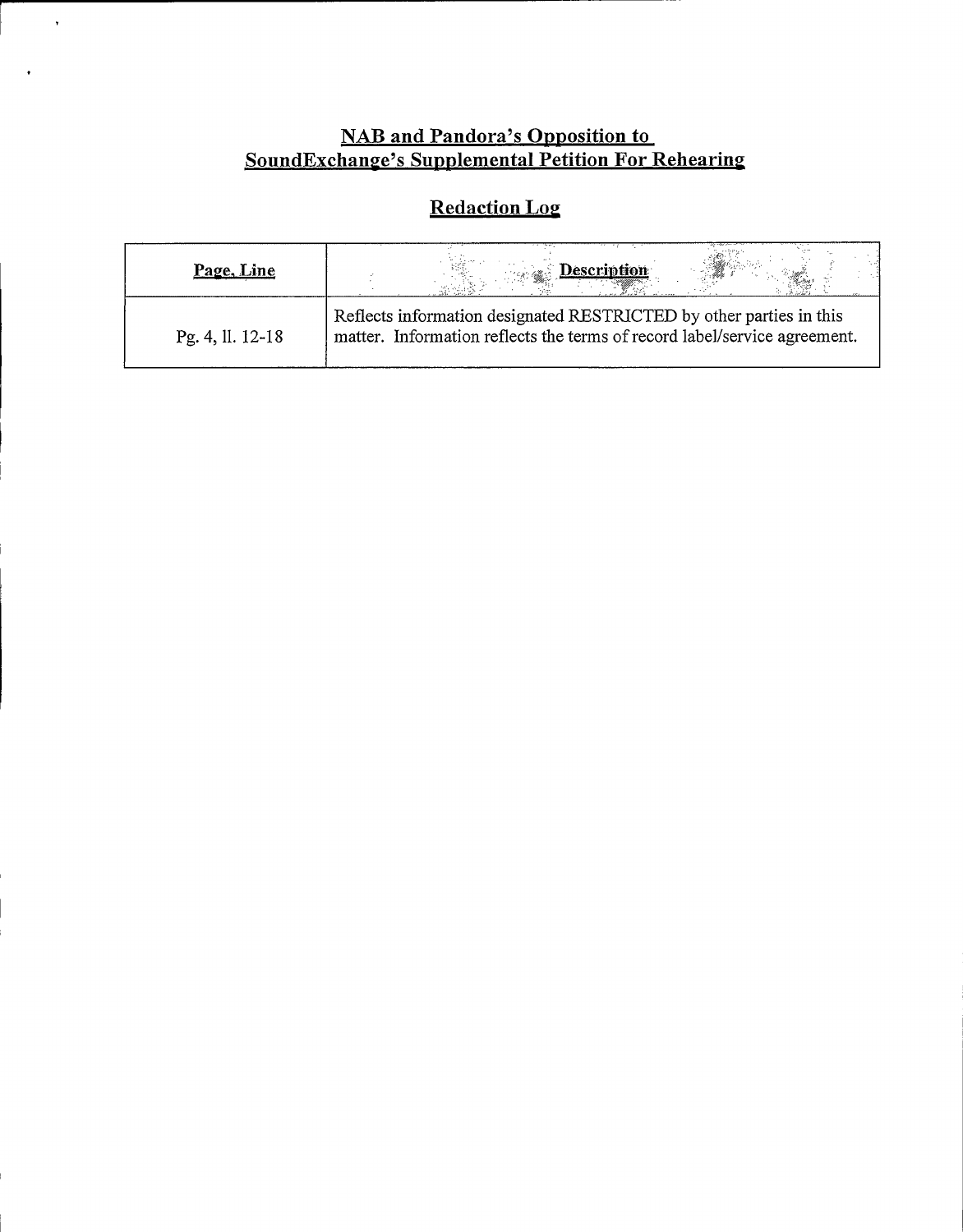## NAB and Pandora's Opposition to SoundExchange's Supplemental Petition For Rehearing

## Redaction Log

| Page, Line | Description |
|---|---|
| Pg. 4, ll. 12-18 | Reflects information designated RESTRICTED by other parties in this matter. Information reflects the terms of record label/service agreement. |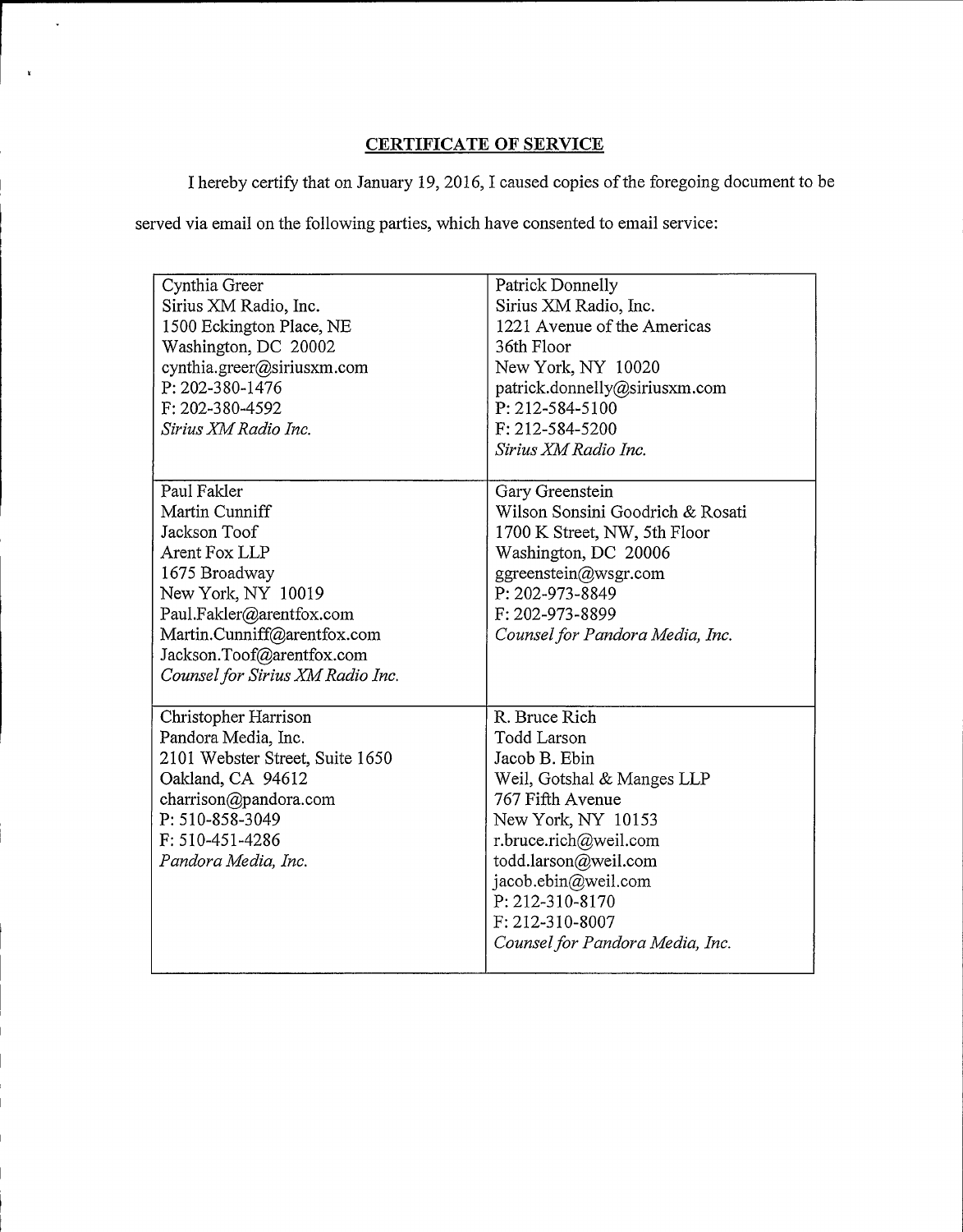## CERTIFICATE OF SERVICE

I hereby certify that on January 19, 2016, I caused copies of the foregoing document to be served via email on the following parties, which have consented to email service:

| | |
|---|---|
| Cynthia Greer<br>Sirius XM Radio, Inc.<br>1500 Eckington Place, NE<br>Washington, DC 20002<br>cynthia.greer@siriusxm.com<br>P: 202-380-1476<br>F: 202-380-4592<br>*Sirius XM Radio Inc.* | Patrick Donnelly<br>Sirius XM Radio, Inc.<br>1221 Avenue of the Americas<br>36th Floor<br>New York, NY 10020<br>patrick.donnelly@siriusxm.com<br>P: 212-584-5100<br>F: 212-584-5200<br>*Sirius XM Radio Inc.* |
| Paul Fakler<br>Martin Cunniff<br>Jackson Toof<br>Arent Fox LLP<br>1675 Broadway<br>New York, NY 10019<br>Paul.Fakler@arentfox.com<br>Martin.Cunniff@arentfox.com<br>Jackson.Toof@arentfox.com<br>*Counsel for Sirius XM Radio Inc.* | Gary Greenstein<br>Wilson Sonsini Goodrich & Rosati<br>1700 K Street, NW, 5th Floor<br>Washington, DC 20006<br>ggreenstein@wsgr.com<br>P: 202-973-8849<br>F: 202-973-8899<br>*Counsel for Pandora Media, Inc.* |
| Christopher Harrison<br>Pandora Media, Inc.<br>2101 Webster Street, Suite 1650<br>Oakland, CA 94612<br>charrison@pandora.com<br>P: 510-858-3049<br>F: 510-451-4286<br>*Pandora Media, Inc.* | R. Bruce Rich<br>Todd Larson<br>Jacob B. Ebin<br>Weil, Gotshal & Manges LLP<br>767 Fifth Avenue<br>New York, NY 10153<br>r.bruce.rich@weil.com<br>todd.larson@weil.com<br>jacob.ebin@weil.com<br>P: 212-310-8170<br>F: 212-310-8007<br>*Counsel for Pandora Media, Inc.* |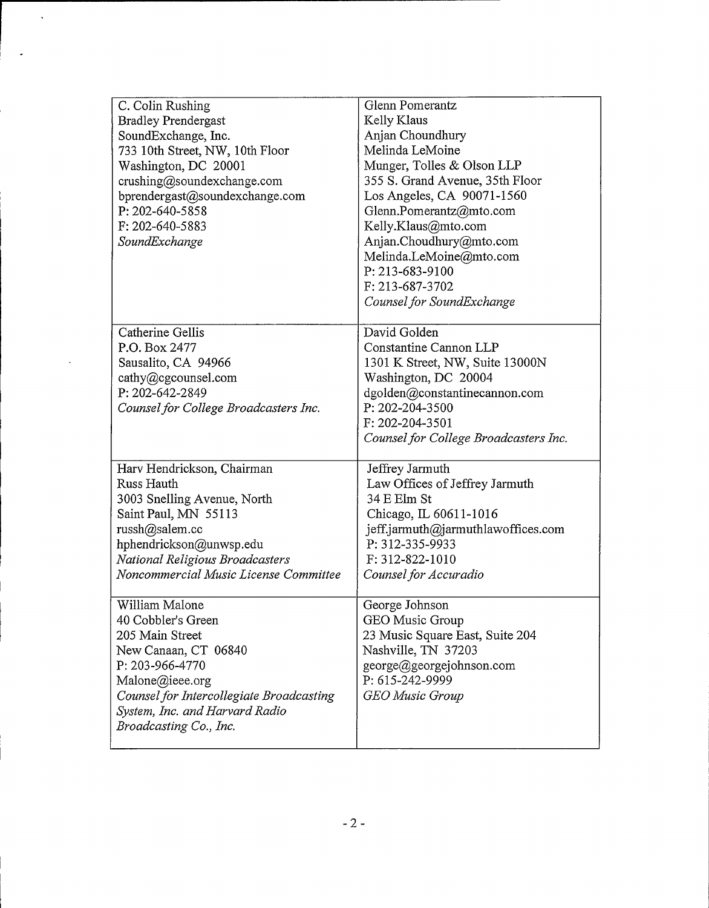| | |
|---|---|
| C. Colin Rushing<br>Bradley Prendergast<br>SoundExchange, Inc.<br>733 10th Street, NW, 10th Floor<br>Washington, DC 20001<br>crushing@soundexchange.com<br>bprendergast@soundexchange.com<br>P: 202-640-5858<br>F: 202-640-5883<br>*SoundExchange* | Glenn Pomerantz<br>Kelly Klaus<br>Anjan Choundhury<br>Melinda LeMoine<br>Munger, Tolles & Olson LLP<br>355 S. Grand Avenue, 35th Floor<br>Los Angeles, CA 90071-1560<br>Glenn.Pomerantz@mto.com<br>Kelly.Klaus@mto.com<br>Anjan.Choudhury@mto.com<br>Melinda.LeMoine@mto.com<br>P: 213-683-9100<br>F: 213-687-3702<br>*Counsel for SoundExchange* |
| Catherine Gellis<br>P.O. Box 2477<br>Sausalito, CA 94966<br>cathy@cgcounsel.com<br>P: 202-642-2849<br>*Counsel for College Broadcasters Inc.* | David Golden<br>Constantine Cannon LLP<br>1301 K Street, NW, Suite 13000N<br>Washington, DC 20004<br>dgolden@constantinecannon.com<br>P: 202-204-3500<br>F: 202-204-3501<br>*Counsel for College Broadcasters Inc.* |
| Harv Hendrickson, Chairman<br>Russ Hauth<br>3003 Snelling Avenue, North<br>Saint Paul, MN 55113<br>russh@salem.cc<br>hphendrickson@unwsp.edu<br>*National Religious Broadcasters Noncommercial Music License Committee* | Jeffrey Jarmuth<br>Law Offices of Jeffrey Jarmuth<br>34 E Elm St<br>Chicago, IL 60611-1016<br>jeff.jarmuth@jarmuthlawoffices.com<br>P: 312-335-9933<br>F: 312-822-1010<br>*Counsel for Accuradio* |
| William Malone<br>40 Cobbler's Green<br>205 Main Street<br>New Canaan, CT 06840<br>P: 203-966-4770<br>Malone@ieee.org<br>*Counsel for Intercollegiate Broadcasting System, Inc. and Harvard Radio Broadcasting Co., Inc.* | George Johnson<br>GEO Music Group<br>23 Music Square East, Suite 204<br>Nashville, TN 37203<br>george@georgejohnson.com<br>P: 615-242-9999<br>*GEO Music Group* |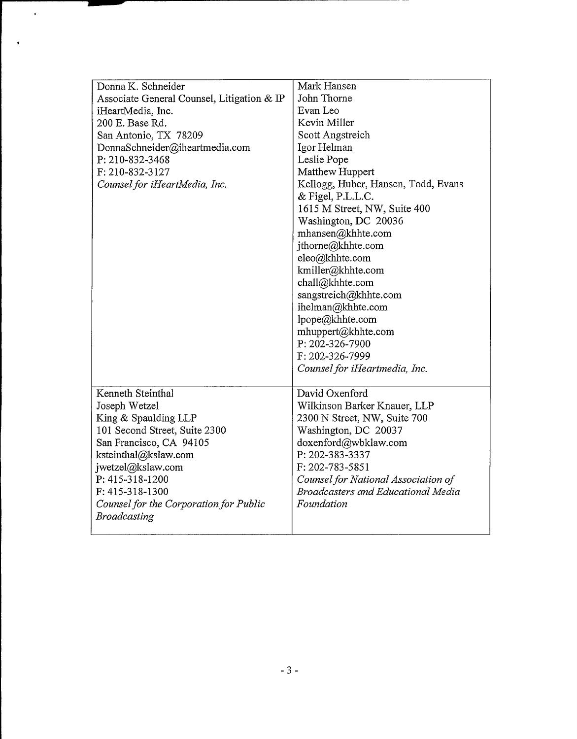| Donna K. Schneider<br>Associate General Counsel, Litigation & IP<br>iHeartMedia, Inc.<br>200 E. Base Rd.<br>San Antonio, TX 78209<br>DonnaSchneider@iheartmedia.com<br>P: 210-832-3468<br>F: 210-832-3127<br>*Counsel for iHeartMedia, Inc.* | Mark Hansen<br>John Thorne<br>Evan Leo<br>Kevin Miller<br>Scott Angstreich<br>Igor Helman<br>Leslie Pope<br>Matthew Huppert<br>Kellogg, Huber, Hansen, Todd, Evans & Figel, P.L.L.C.<br>1615 M Street, NW, Suite 400<br>Washington, DC 20036<br>mhansen@khhte.com<br>jthorne@khhte.com<br>eleo@khhte.com<br>kmiller@khhte.com<br>chall@khhte.com<br>sangstreich@khhte.com<br>ihelman@khhte.com<br>lpope@khhte.com<br>mhuppert@khhte.com<br>P: 202-326-7900<br>F: 202-326-7999<br>*Counsel for iHeartmedia, Inc.* |
|---|---|
| Kenneth Steinthal<br>Joseph Wetzel<br>King & Spaulding LLP<br>101 Second Street, Suite 2300<br>San Francisco, CA 94105<br>ksteinthal@kslaw.com<br>jwetzel@kslaw.com<br>P: 415-318-1200<br>F: 415-318-1300<br>*Counsel for the Corporation for Public Broadcasting* | David Oxenford<br>Wilkinson Barker Knauer, LLP<br>2300 N Street, NW, Suite 700<br>Washington, DC 20037<br>doxenford@wbklaw.com<br>P: 202-383-3337<br>F: 202-783-5851<br>*Counsel for National Association of Broadcasters and Educational Media Foundation* |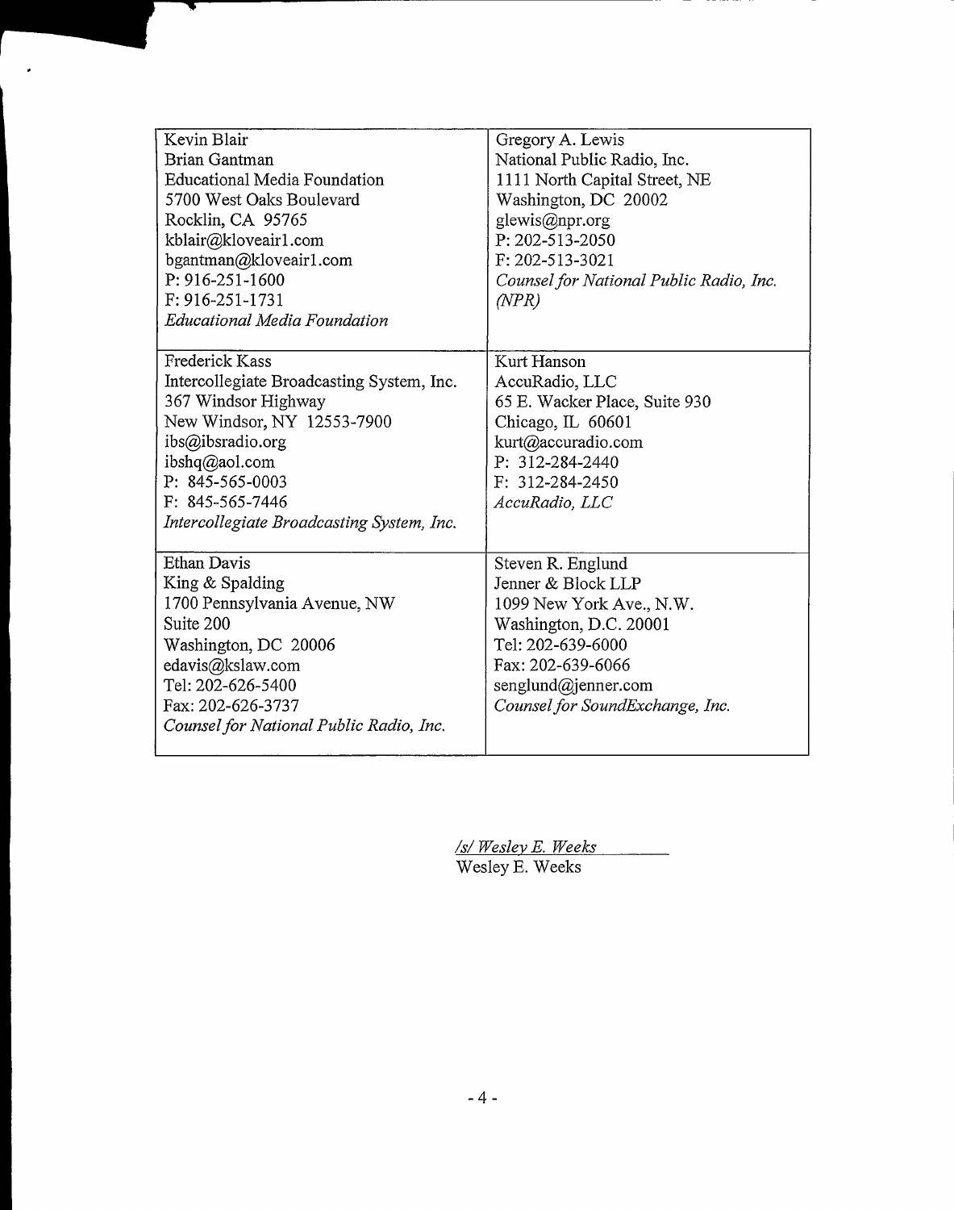| | |
|---|---|
| Kevin Blair<br>Brian Gantman<br>Educational Media Foundation<br>5700 West Oaks Boulevard<br>Rocklin, CA 95765<br>kblair@kloveair1.com<br>bgantman@kloveair1.com<br>P: 916-251-1600<br>F: 916-251-1731<br>*Educational Media Foundation* | Gregory A. Lewis<br>National Public Radio, Inc.<br>1111 North Capital Street, NE<br>Washington, DC 20002<br>glewis@npr.org<br>P: 202-513-2050<br>F: 202-513-3021<br>*Counsel for National Public Radio, Inc. (NPR)* |
| Frederick Kass<br>Intercollegiate Broadcasting System, Inc.<br>367 Windsor Highway<br>New Windsor, NY 12553-7900<br>ibs@ibsradio.org<br>ibshq@aol.com<br>P: 845-565-0003<br>F: 845-565-7446<br>*Intercollegiate Broadcasting System, Inc.* | Kurt Hanson<br>AccuRadio, LLC<br>65 E. Wacker Place, Suite 930<br>Chicago, IL 60601<br>kurt@accuradio.com<br>P: 312-284-2440<br>F: 312-284-2450<br>*AccuRadio, LLC* |
| Ethan Davis<br>King & Spalding<br>1700 Pennsylvania Avenue, NW<br>Suite 200<br>Washington, DC 20006<br>edavis@kslaw.com<br>Tel: 202-626-5400<br>Fax: 202-626-3737<br>*Counsel for National Public Radio, Inc.* | Steven R. Englund<br>Jenner & Block LLP<br>1099 New York Ave., N.W.<br>Washington, D.C. 20001<br>Tel: 202-639-6000<br>Fax: 202-639-6066<br>senglund@jenner.com<br>*Counsel for SoundExchange, Inc.* |

*/s/ Wesley E. Weeks*
Wesley E. Weeks